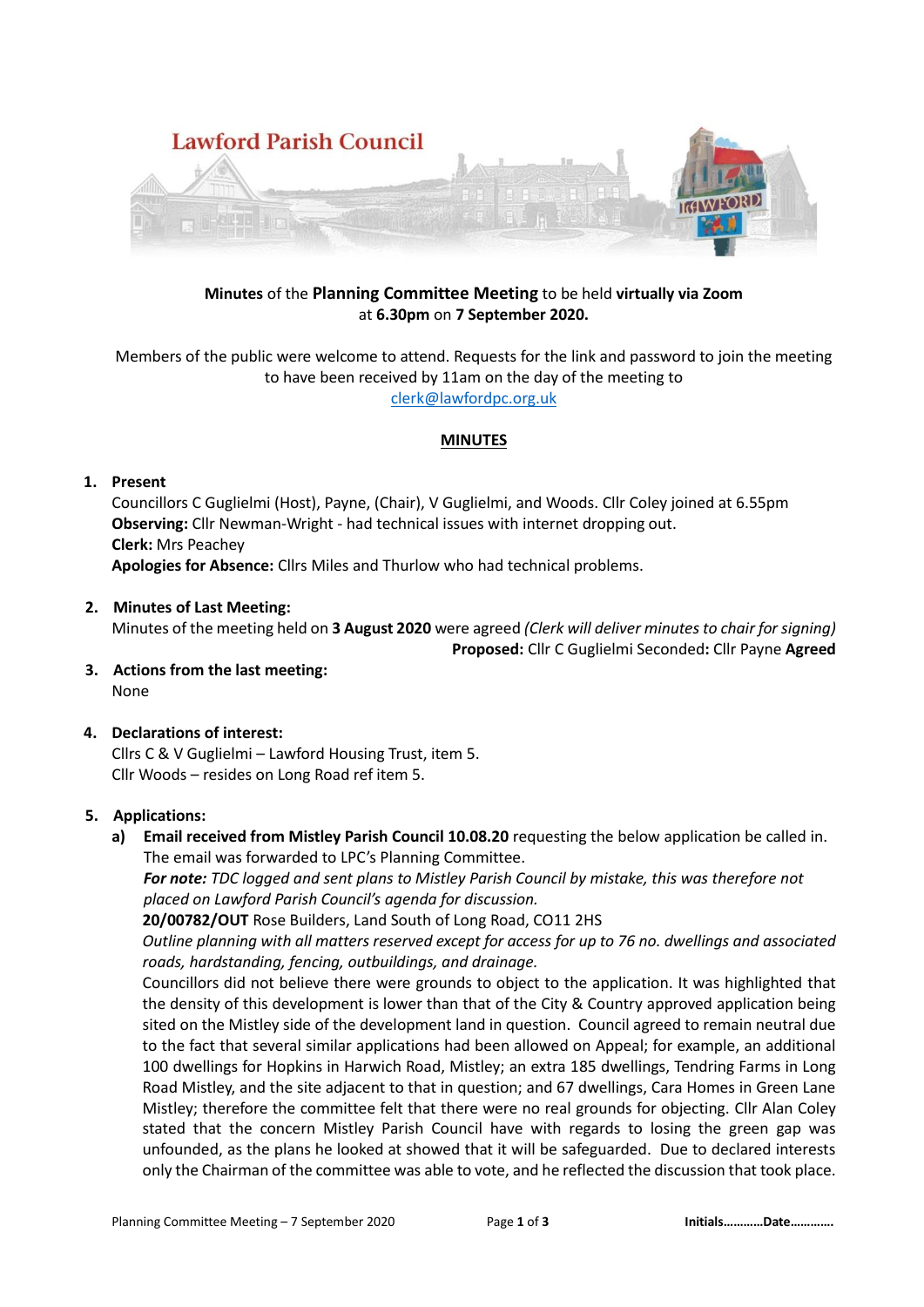# Lawford Parish Council

**Minutes** of the **Planning Committee Meeting** to be held **virtually via Zoom** at **6.30pm** on **7 September 2020.**

Members of the public were welcome to attend. Requests for the link and password to join the meeting to have been received by 11am on the day of the meeting to clerk@lawfordpc.org.uk

## MINUTES

1. **Present**
   Councillors C Guglielmi (Host), Payne, (Chair), V Guglielmi, and Woods. Cllr Coley joined at 6.55pm
   **Observing:** Cllr Newman-Wright - had technical issues with internet dropping out.
   **Clerk:** Mrs Peachey
   **Apologies for Absence:** Cllrs Miles and Thurlow who had technical problems.

2. **Minutes of Last Meeting:**
   Minutes of the meeting held on **3 August 2020** were agreed *(Clerk will deliver minutes to chair for signing)*
   **Proposed:** Cllr C Guglielmi Seconded**:** Cllr Payne **Agreed**

3. **Actions from the last meeting:**
   None

4. **Declarations of interest:**
   Cllrs C & V Guglielmi – Lawford Housing Trust, item 5.
   Cllr Woods – resides on Long Road ref item 5.

5. **Applications:**
   a) **Email received from Mistley Parish Council 10.08.20** requesting the below application be called in. The email was forwarded to LPC's Planning Committee.
      ***For note:*** *TDC logged and sent plans to Mistley Parish Council by mistake, this was therefore not placed on Lawford Parish Council's agenda for discussion.*
      **20/00782/OUT** Rose Builders, Land South of Long Road, CO11 2HS
      *Outline planning with all matters reserved except for access for up to 76 no. dwellings and associated roads, hardstanding, fencing, outbuildings, and drainage.*
      Councillors did not believe there were grounds to object to the application. It was highlighted that the density of this development is lower than that of the City & Country approved application being sited on the Mistley side of the development land in question. Council agreed to remain neutral due to the fact that several similar applications had been allowed on Appeal; for example, an additional 100 dwellings for Hopkins in Harwich Road, Mistley; an extra 185 dwellings, Tendring Farms in Long Road Mistley, and the site adjacent to that in question; and 67 dwellings, Cara Homes in Green Lane Mistley; therefore the committee felt that there were no real grounds for objecting. Cllr Alan Coley stated that the concern Mistley Parish Council have with regards to losing the green gap was unfounded, as the plans he looked at showed that it will be safeguarded. Due to declared interests only the Chairman of the committee was able to vote, and he reflected the discussion that took place.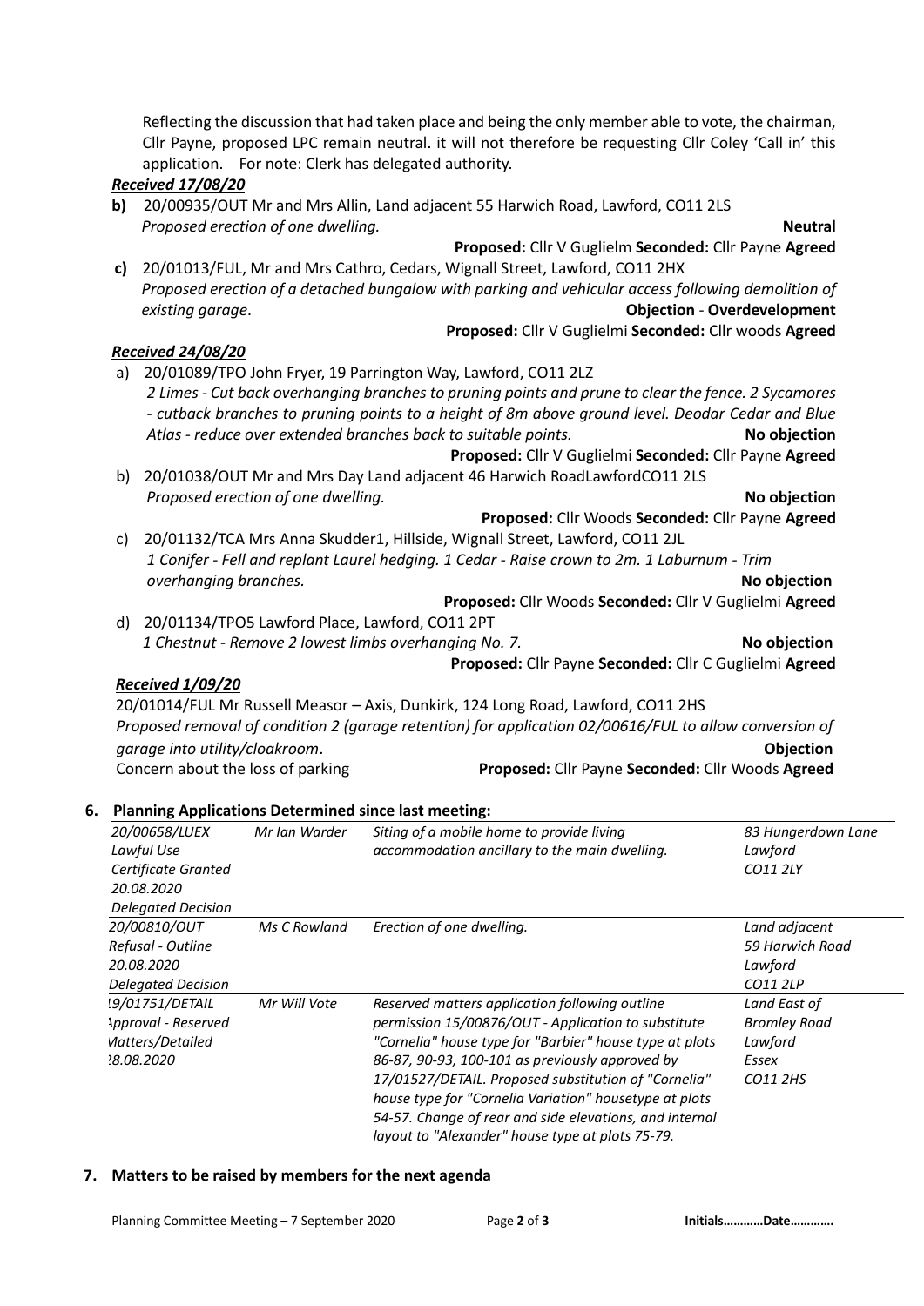Reflecting the discussion that had taken place and being the only member able to vote, the chairman, Cllr Payne, proposed LPC remain neutral. it will not therefore be requesting Cllr Coley 'Call in' this application. For note: Clerk has delegated authority.

***Received 17/08/20***

**b)** 20/00935/OUT Mr and Mrs Allin, Land adjacent 55 Harwich Road, Lawford, CO11 2LS
*Proposed erection of one dwelling.* **Neutral**
**Proposed:** Cllr V Guglielm **Seconded:** Cllr Payne **Agreed**

**c)** 20/01013/FUL, Mr and Mrs Cathro, Cedars, Wignall Street, Lawford, CO11 2HX
*Proposed erection of a detached bungalow with parking and vehicular access following demolition of existing garage.* **Objection - Overdevelopment**
**Proposed:** Cllr V Guglielmi **Seconded:** Cllr woods **Agreed**

***Received 24/08/20***

a) 20/01089/TPO John Fryer, 19 Parrington Way, Lawford, CO11 2LZ
*2 Limes - Cut back overhanging branches to pruning points and prune to clear the fence. 2 Sycamores - cutback branches to pruning points to a height of 8m above ground level. Deodar Cedar and Blue Atlas - reduce over extended branches back to suitable points.* **No objection**
**Proposed:** Cllr V Guglielmi **Seconded:** Cllr Payne **Agreed**

b) 20/01038/OUT Mr and Mrs Day Land adjacent 46 Harwich RoadLawfordCO11 2LS
*Proposed erection of one dwelling.* **No objection**
**Proposed:** Cllr Woods **Seconded:** Cllr Payne **Agreed**

c) 20/01132/TCA Mrs Anna Skudder1, Hillside, Wignall Street, Lawford, CO11 2JL
*1 Conifer - Fell and replant Laurel hedging. 1 Cedar - Raise crown to 2m. 1 Laburnum - Trim overhanging branches.* **No objection**
**Proposed:** Cllr Woods **Seconded:** Cllr V Guglielmi **Agreed**

d) 20/01134/TPO5 Lawford Place, Lawford, CO11 2PT
*1 Chestnut - Remove 2 lowest limbs overhanging No. 7.* **No objection**
**Proposed:** Cllr Payne **Seconded:** Cllr C Guglielmi **Agreed**

***Received 1/09/20***

20/01014/FUL Mr Russell Measor – Axis, Dunkirk, 124 Long Road, Lawford, CO11 2HS
*Proposed removal of condition 2 (garage retention) for application 02/00616/FUL to allow conversion of garage into utility/cloakroom.* **Objection**
Concern about the loss of parking **Proposed:** Cllr Payne **Seconded:** Cllr Woods **Agreed**

## 6. Planning Applications Determined since last meeting:

| | | | |
|---|---|---|---|
| *20/00658/LUEX Lawful Use Certificate Granted 20.08.2020 Delegated Decision* | *Mr Ian Warder* | *Siting of a mobile home to provide living accommodation ancillary to the main dwelling.* | *83 Hungerdown Lane Lawford CO11 2LY* |
| *20/00810/OUT Refusal - Outline 20.08.2020 Delegated Decision* | *Ms C Rowland* | *Erection of one dwelling.* | *Land adjacent 59 Harwich Road Lawford CO11 2LP* |
| *19/01751/DETAIL Approval - Reserved Matters/Detailed 28.08.2020* | *Mr Will Vote* | *Reserved matters application following outline permission 15/00876/OUT - Application to substitute "Cornelia" house type for "Barbier" house type at plots 86-87, 90-93, 100-101 as previously approved by 17/01527/DETAIL. Proposed substitution of "Cornelia" house type for "Cornelia Variation" housetype at plots 54-57. Change of rear and side elevations, and internal layout to "Alexander" house type at plots 75-79.* | *Land East of Bromley Road Lawford Essex CO11 2HS* |

## 7. Matters to be raised by members for the next agenda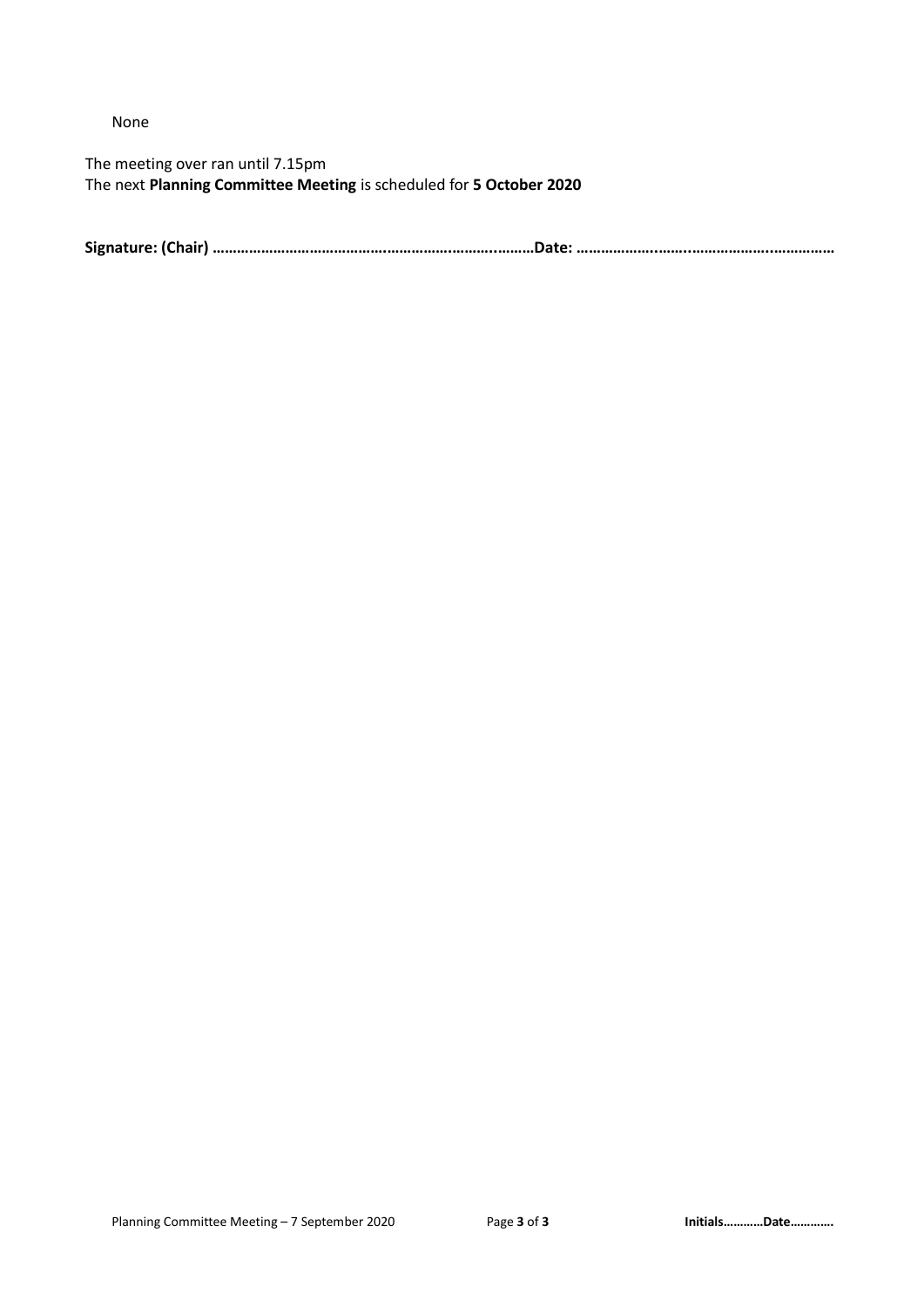None

The meeting over ran until 7.15pm
The next **Planning Committee Meeting** is scheduled for **5 October 2020**

**Signature: (Chair) ………………………………………………………..………..………Date: ………………..……..………………..……………**